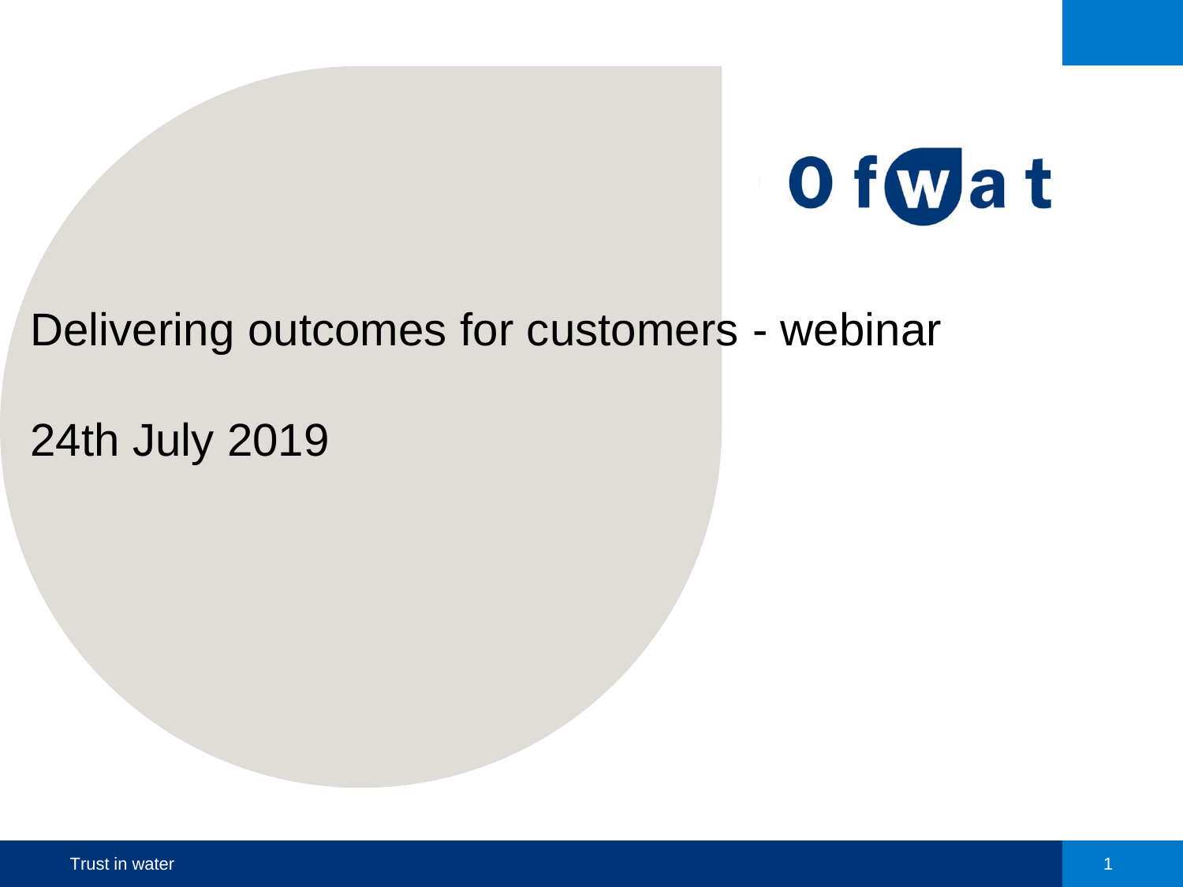Ofwat

# Delivering outcomes for customers - webinar

24th July 2019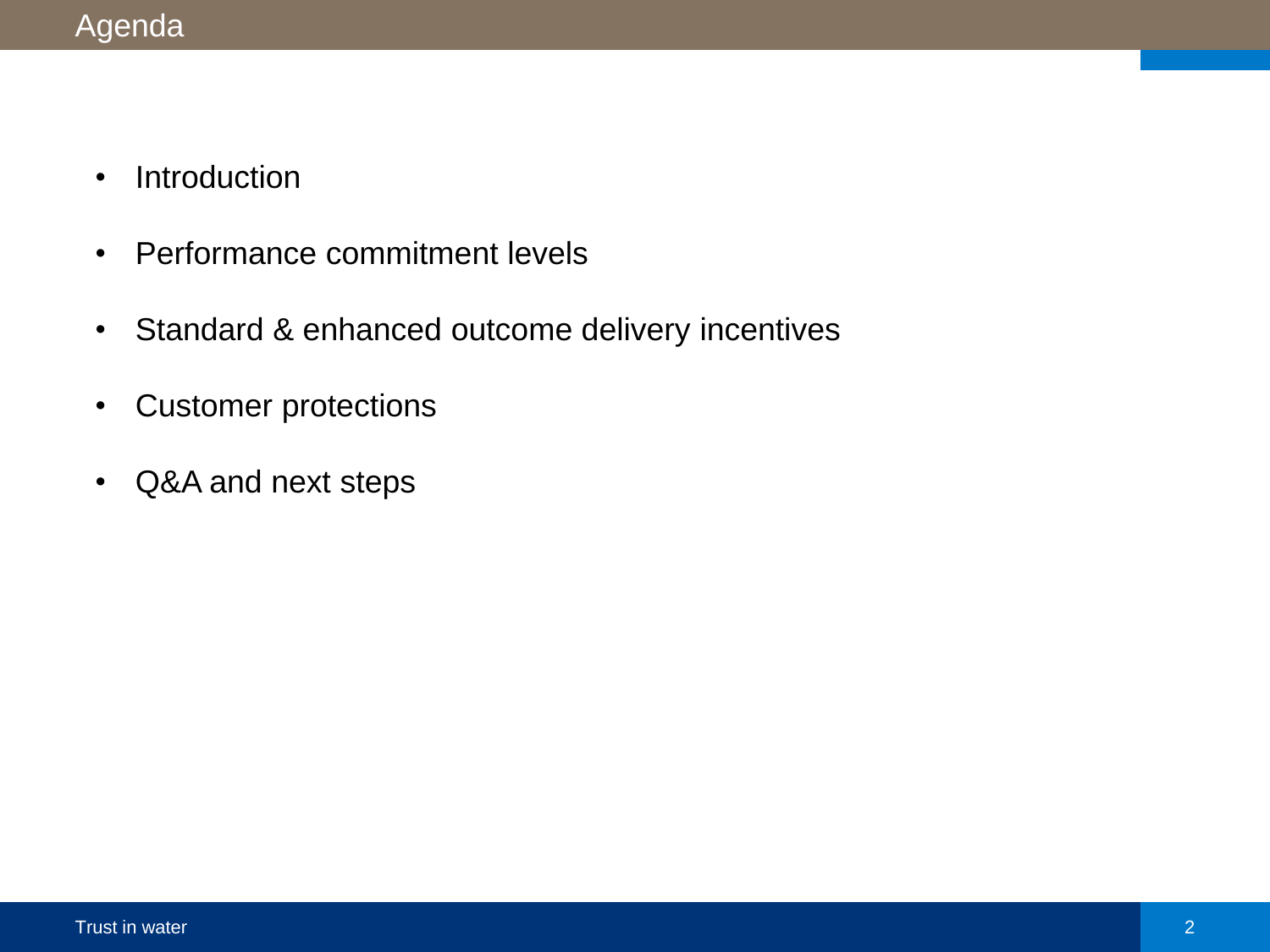# Agenda

- Introduction
- Performance commitment levels
- Standard & enhanced outcome delivery incentives
- Customer protections
- Q&A and next steps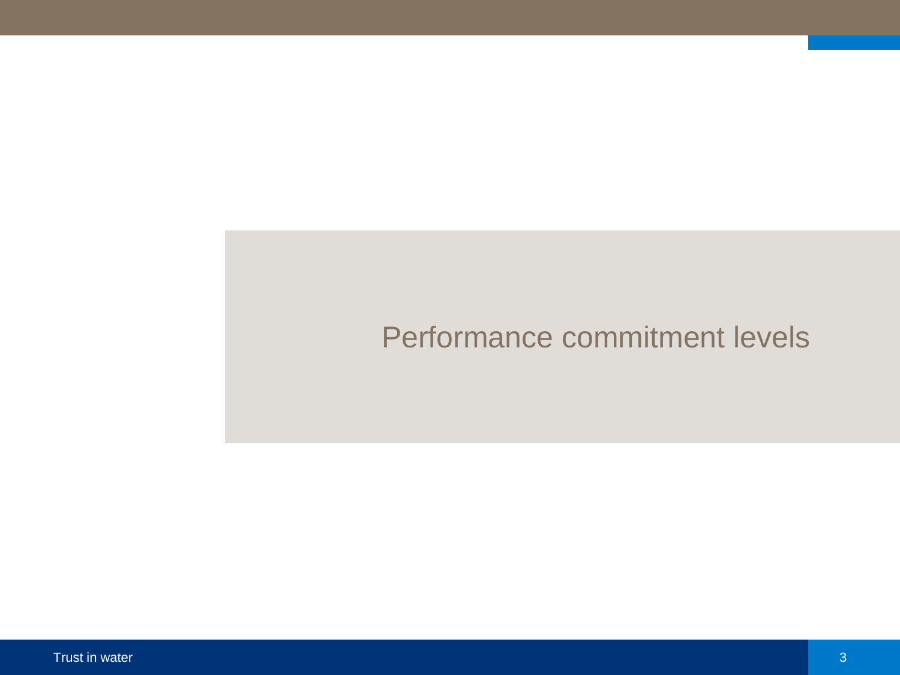# Performance commitment levels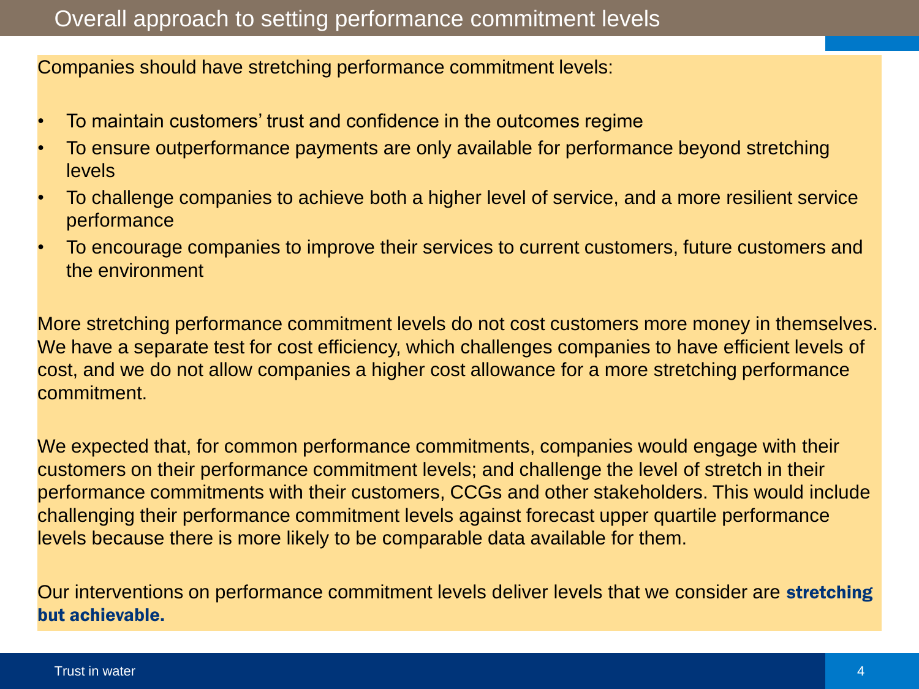# Overall approach to setting performance commitment levels

Companies should have stretching performance commitment levels:

- To maintain customers' trust and confidence in the outcomes regime
- To ensure outperformance payments are only available for performance beyond stretching levels
- To challenge companies to achieve both a higher level of service, and a more resilient service performance
- To encourage companies to improve their services to current customers, future customers and the environment

More stretching performance commitment levels do not cost customers more money in themselves. We have a separate test for cost efficiency, which challenges companies to have efficient levels of cost, and we do not allow companies a higher cost allowance for a more stretching performance commitment.

We expected that, for common performance commitments, companies would engage with their customers on their performance commitment levels; and challenge the level of stretch in their performance commitments with their customers, CCGs and other stakeholders. This would include challenging their performance commitment levels against forecast upper quartile performance levels because there is more likely to be comparable data available for them.

Our interventions on performance commitment levels deliver levels that we consider are **stretching but achievable.**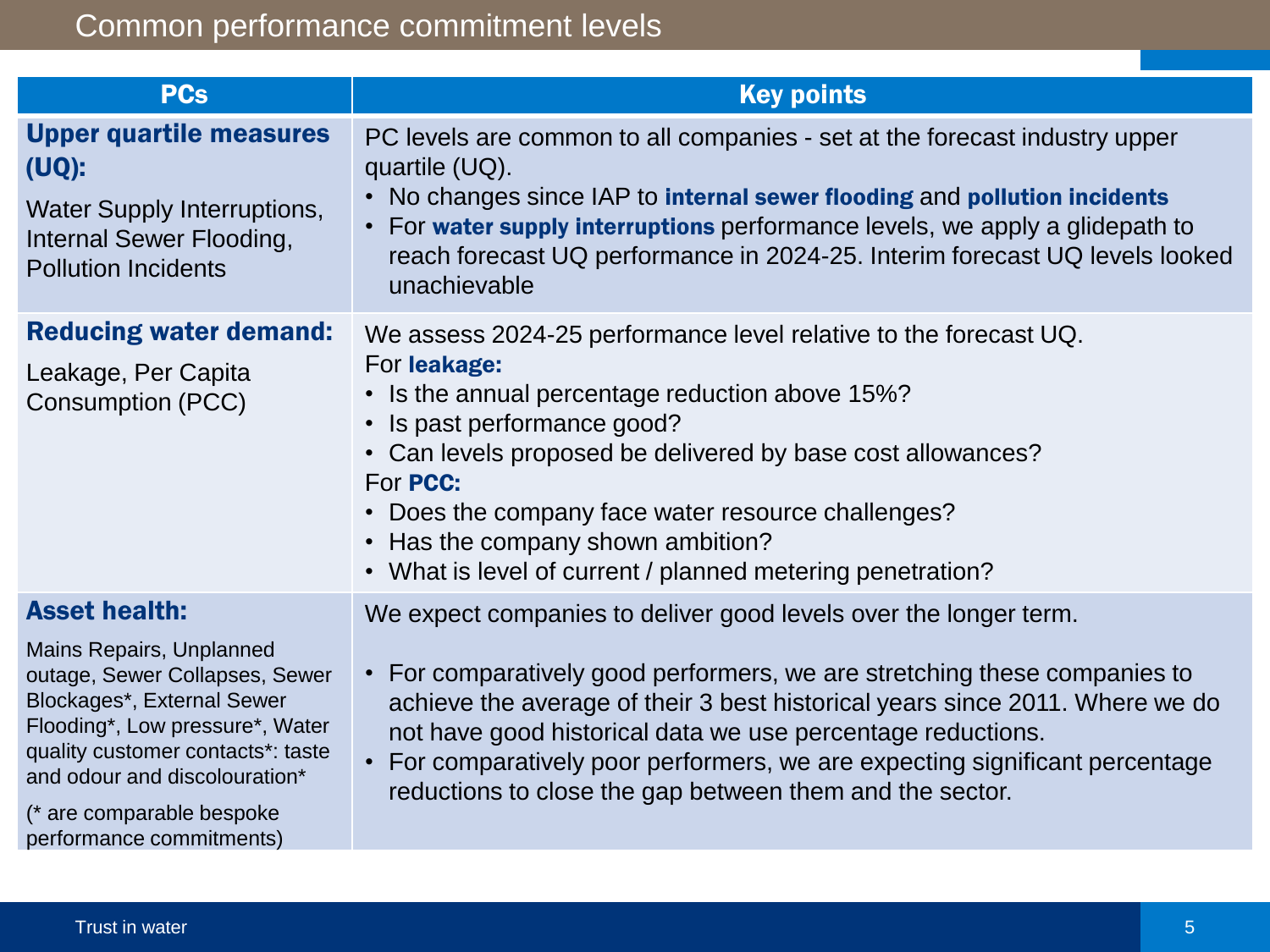# Common performance commitment levels

| PCs | Key points |
|---|---|
| **Upper quartile measures (UQ):**<br><br>Water Supply Interruptions, Internal Sewer Flooding, Pollution Incidents | PC levels are common to all companies - set at the forecast industry upper quartile (UQ).<br>• No changes since IAP to **internal sewer flooding** and **pollution incidents**<br>• For **water supply interruptions** performance levels, we apply a glidepath to reach forecast UQ performance in 2024-25. Interim forecast UQ levels looked unachievable |
| **Reducing water demand:**<br><br>Leakage, Per Capita Consumption (PCC) | We assess 2024-25 performance level relative to the forecast UQ.<br>For **leakage:**<br>• Is the annual percentage reduction above 15%?<br>• Is past performance good?<br>• Can levels proposed be delivered by base cost allowances?<br>For **PCC:**<br>• Does the company face water resource challenges?<br>• Has the company shown ambition?<br>• What is level of current / planned metering penetration? |
| **Asset health:**<br><br>Mains Repairs, Unplanned outage, Sewer Collapses, Sewer Blockages*, External Sewer Flooding*, Low pressure*, Water quality customer contacts*: taste and odour and discolouration*<br><br>(* are comparable bespoke performance commitments) | We expect companies to deliver good levels over the longer term.<br><br>• For comparatively good performers, we are stretching these companies to achieve the average of their 3 best historical years since 2011. Where we do not have good historical data we use percentage reductions.<br>• For comparatively poor performers, we are expecting significant percentage reductions to close the gap between them and the sector. |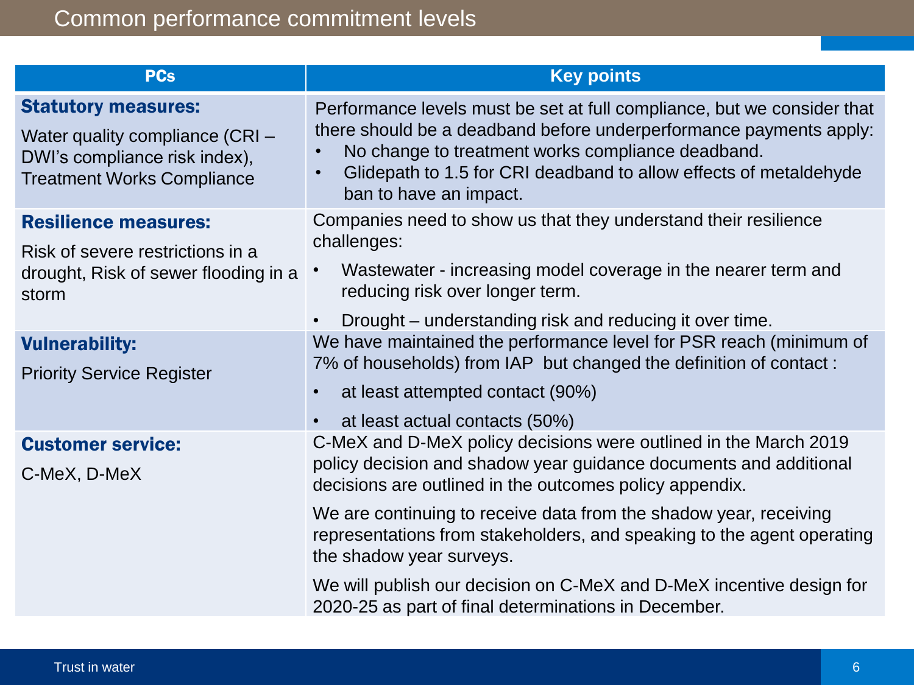# Common performance commitment levels

| PCs | Key points |
| --- | --- |
| **Statutory measures:**<br>Water quality compliance (CRI – DWI's compliance risk index), Treatment Works Compliance | Performance levels must be set at full compliance, but we consider that there should be a deadband before underperformance payments apply:<br>• No change to treatment works compliance deadband.<br>• Glidepath to 1.5 for CRI deadband to allow effects of metaldehyde ban to have an impact. |
| **Resilience measures:**<br>Risk of severe restrictions in a drought, Risk of sewer flooding in a storm | Companies need to show us that they understand their resilience challenges:<br>• Wastewater - increasing model coverage in the nearer term and reducing risk over longer term.<br>• Drought – understanding risk and reducing it over time. |
| **Vulnerability:**<br>Priority Service Register | We have maintained the performance level for PSR reach (minimum of 7% of households) from IAP but changed the definition of contact :<br>• at least attempted contact (90%)<br>• at least actual contacts (50%) |
| **Customer service:**<br>C-MeX, D-MeX | C-MeX and D-MeX policy decisions were outlined in the March 2019 policy decision and shadow year guidance documents and additional decisions are outlined in the outcomes policy appendix.<br>We are continuing to receive data from the shadow year, receiving representations from stakeholders, and speaking to the agent operating the shadow year surveys.<br>We will publish our decision on C-MeX and D-MeX incentive design for 2020-25 as part of final determinations in December. |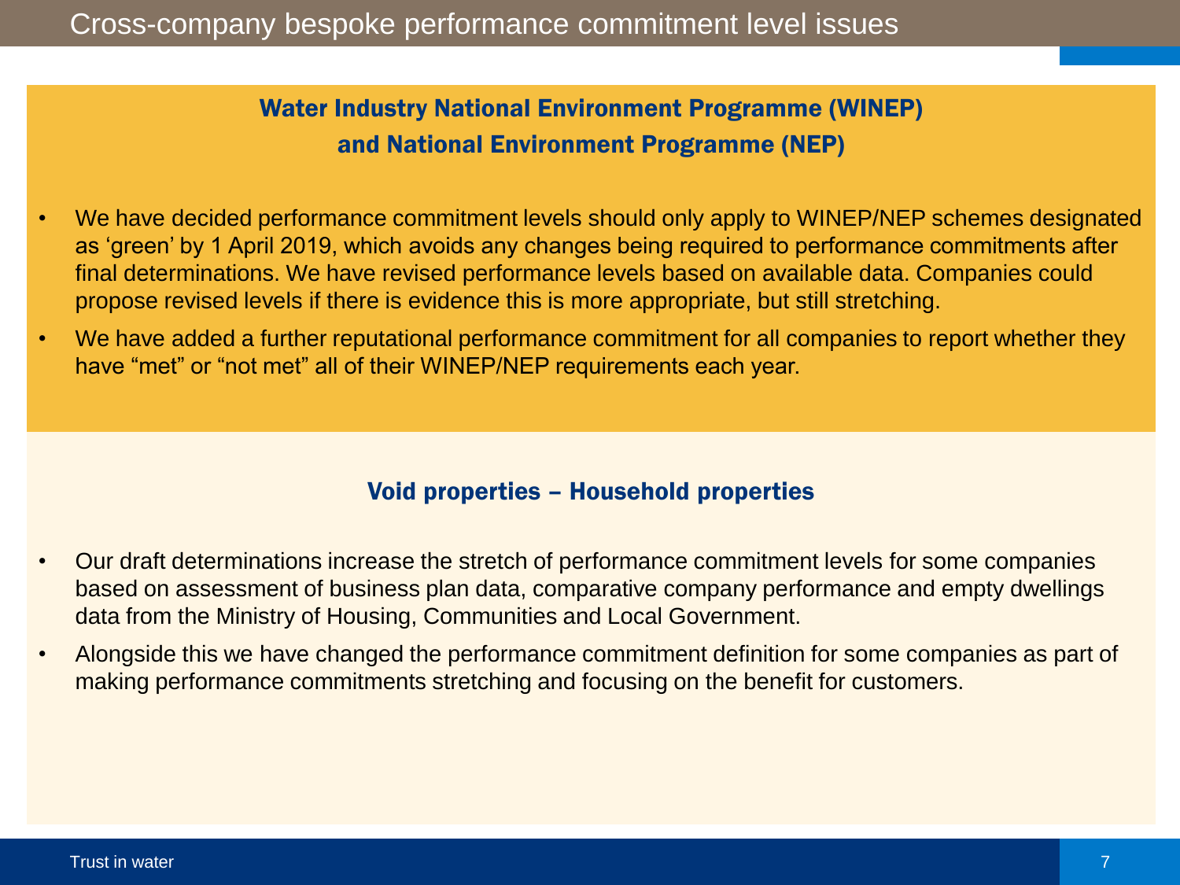# Cross-company bespoke performance commitment level issues

## Water Industry National Environment Programme (WINEP) and National Environment Programme (NEP)

- We have decided performance commitment levels should only apply to WINEP/NEP schemes designated as 'green' by 1 April 2019, which avoids any changes being required to performance commitments after final determinations. We have revised performance levels based on available data. Companies could propose revised levels if there is evidence this is more appropriate, but still stretching.
- We have added a further reputational performance commitment for all companies to report whether they have "met" or "not met" all of their WINEP/NEP requirements each year.

## Void properties – Household properties

- Our draft determinations increase the stretch of performance commitment levels for some companies based on assessment of business plan data, comparative company performance and empty dwellings data from the Ministry of Housing, Communities and Local Government.
- Alongside this we have changed the performance commitment definition for some companies as part of making performance commitments stretching and focusing on the benefit for customers.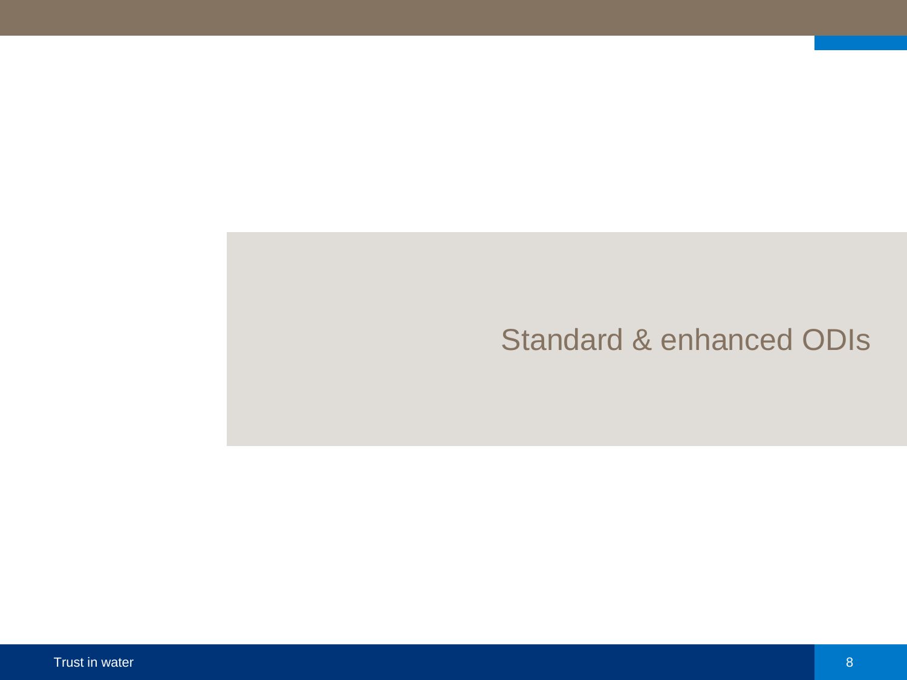# Standard & enhanced ODIs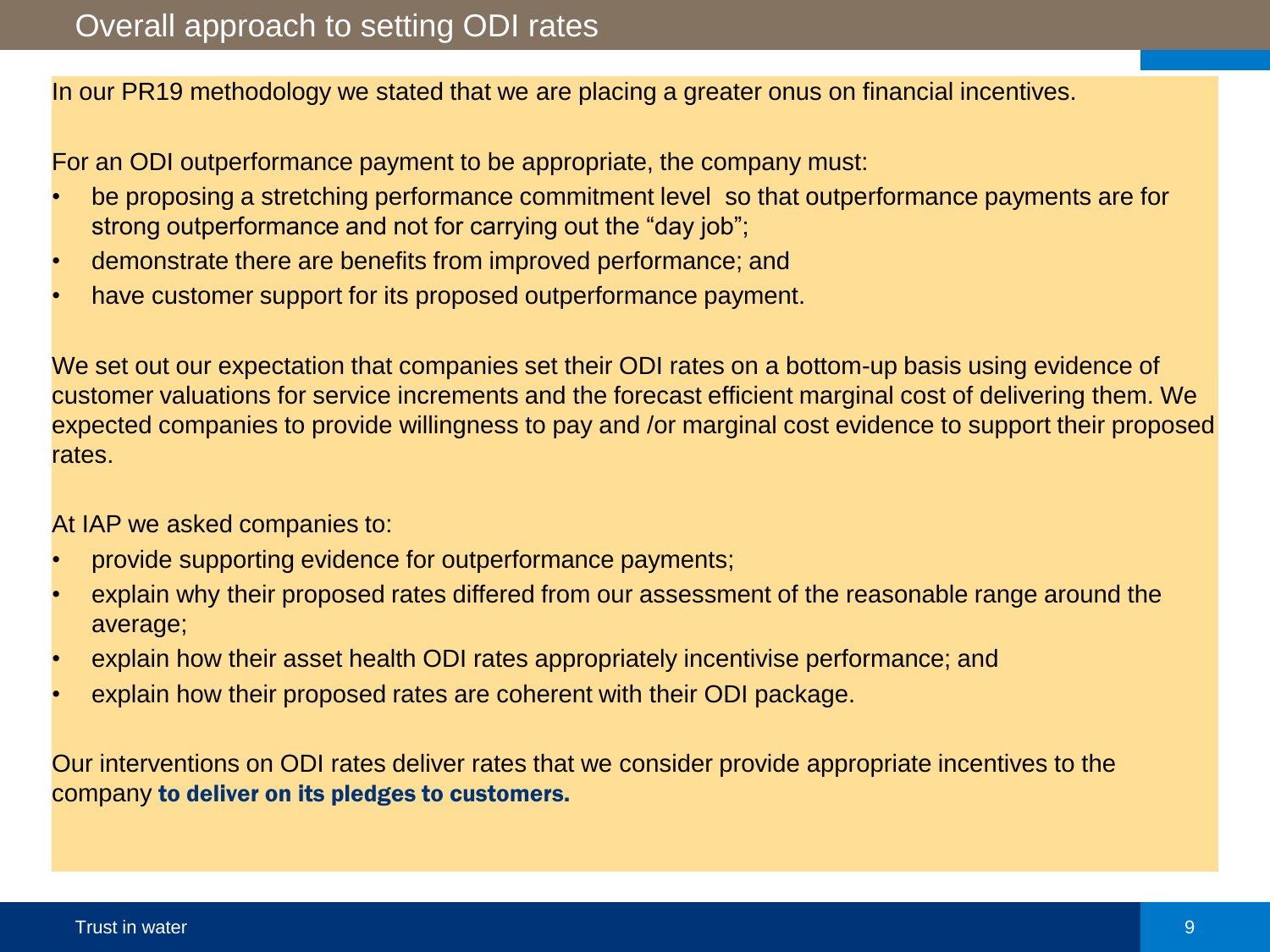# Overall approach to setting ODI rates

In our PR19 methodology we stated that we are placing a greater onus on financial incentives.

For an ODI outperformance payment to be appropriate, the company must:

- be proposing a stretching performance commitment level so that outperformance payments are for strong outperformance and not for carrying out the "day job";
- demonstrate there are benefits from improved performance; and
- have customer support for its proposed outperformance payment.

We set out our expectation that companies set their ODI rates on a bottom-up basis using evidence of customer valuations for service increments and the forecast efficient marginal cost of delivering them. We expected companies to provide willingness to pay and /or marginal cost evidence to support their proposed rates.

At IAP we asked companies to:

- provide supporting evidence for outperformance payments;
- explain why their proposed rates differed from our assessment of the reasonable range around the average;
- explain how their asset health ODI rates appropriately incentivise performance; and
- explain how their proposed rates are coherent with their ODI package.

Our interventions on ODI rates deliver rates that we consider provide appropriate incentives to the company **to deliver on its pledges to customers.**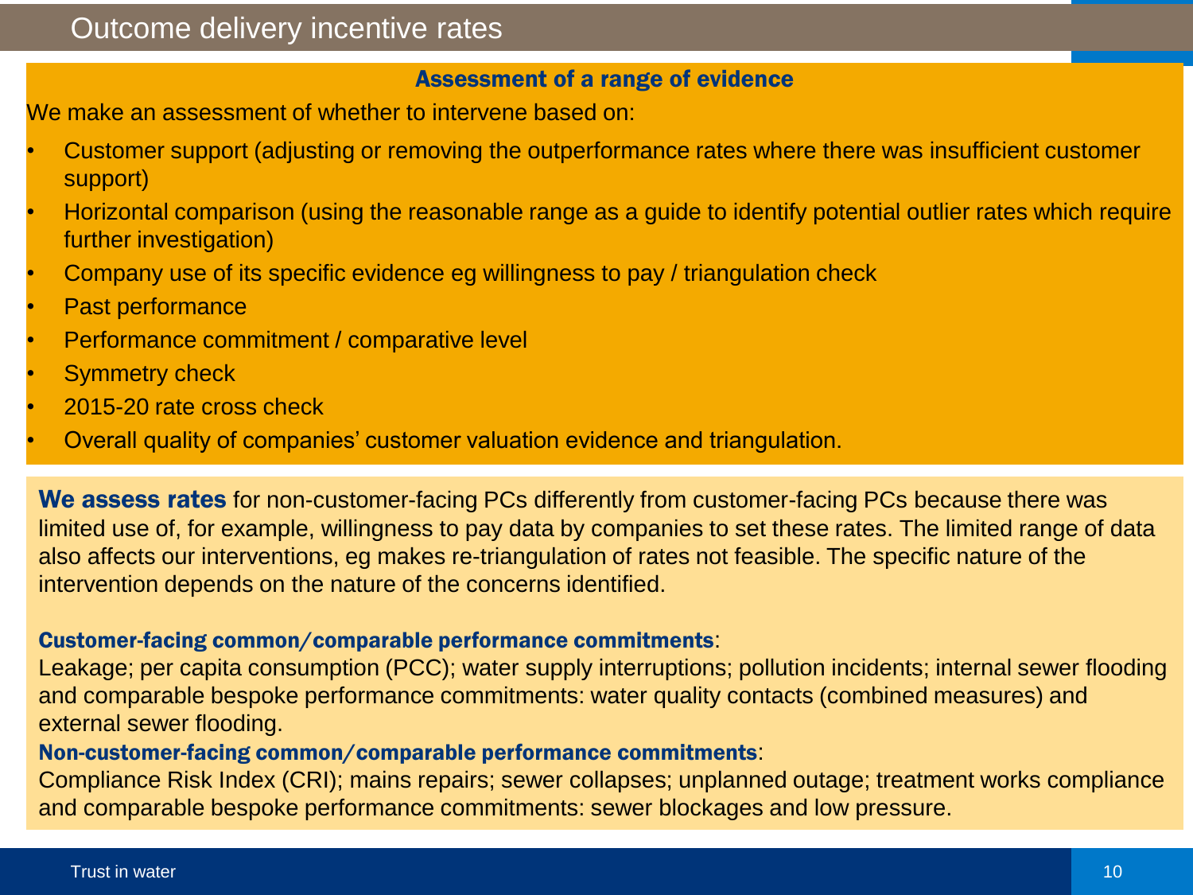# Outcome delivery incentive rates

## Assessment of a range of evidence

We make an assessment of whether to intervene based on:

- Customer support (adjusting or removing the outperformance rates where there was insufficient customer support)
- Horizontal comparison (using the reasonable range as a guide to identify potential outlier rates which require further investigation)
- Company use of its specific evidence eg willingness to pay / triangulation check
- Past performance
- Performance commitment / comparative level
- Symmetry check
- 2015-20 rate cross check
- Overall quality of companies' customer valuation evidence and triangulation.

**We assess rates** for non-customer-facing PCs differently from customer-facing PCs because there was limited use of, for example, willingness to pay data by companies to set these rates. The limited range of data also affects our interventions, eg makes re-triangulation of rates not feasible. The specific nature of the intervention depends on the nature of the concerns identified.

**Customer-facing common/comparable performance commitments**:
Leakage; per capita consumption (PCC); water supply interruptions; pollution incidents; internal sewer flooding and comparable bespoke performance commitments: water quality contacts (combined measures) and external sewer flooding.

**Non-customer-facing common/comparable performance commitments**:
Compliance Risk Index (CRI); mains repairs; sewer collapses; unplanned outage; treatment works compliance and comparable bespoke performance commitments: sewer blockages and low pressure.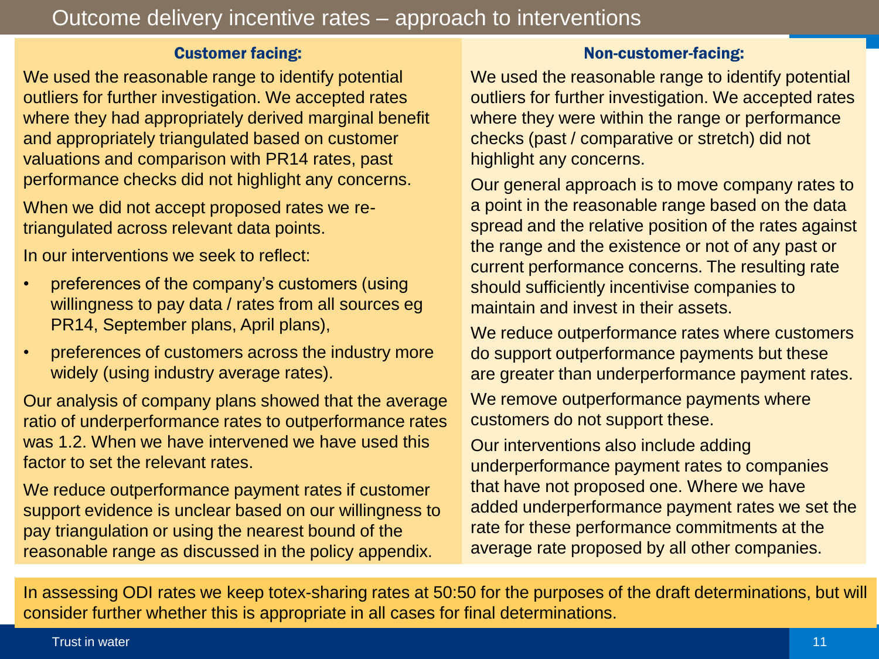# Outcome delivery incentive rates – approach to interventions

## Customer facing:

We used the reasonable range to identify potential outliers for further investigation. We accepted rates where they had appropriately derived marginal benefit and appropriately triangulated based on customer valuations and comparison with PR14 rates, past performance checks did not highlight any concerns.

When we did not accept proposed rates we re-triangulated across relevant data points.

In our interventions we seek to reflect:

- preferences of the company's customers (using willingness to pay data / rates from all sources eg PR14, September plans, April plans),
- preferences of customers across the industry more widely (using industry average rates).

Our analysis of company plans showed that the average ratio of underperformance rates to outperformance rates was 1.2. When we have intervened we have used this factor to set the relevant rates.

We reduce outperformance payment rates if customer support evidence is unclear based on our willingness to pay triangulation or using the nearest bound of the reasonable range as discussed in the policy appendix.

## Non-customer-facing:

We used the reasonable range to identify potential outliers for further investigation. We accepted rates where they were within the range or performance checks (past / comparative or stretch) did not highlight any concerns.

Our general approach is to move company rates to a point in the reasonable range based on the data spread and the relative position of the rates against the range and the existence or not of any past or current performance concerns. The resulting rate should sufficiently incentivise companies to maintain and invest in their assets.

We reduce outperformance rates where customers do support outperformance payments but these are greater than underperformance payment rates.

We remove outperformance payments where customers do not support these.

Our interventions also include adding underperformance payment rates to companies that have not proposed one. Where we have added underperformance payment rates we set the rate for these performance commitments at the average rate proposed by all other companies.

In assessing ODI rates we keep totex-sharing rates at 50:50 for the purposes of the draft determinations, but will consider further whether this is appropriate in all cases for final determinations.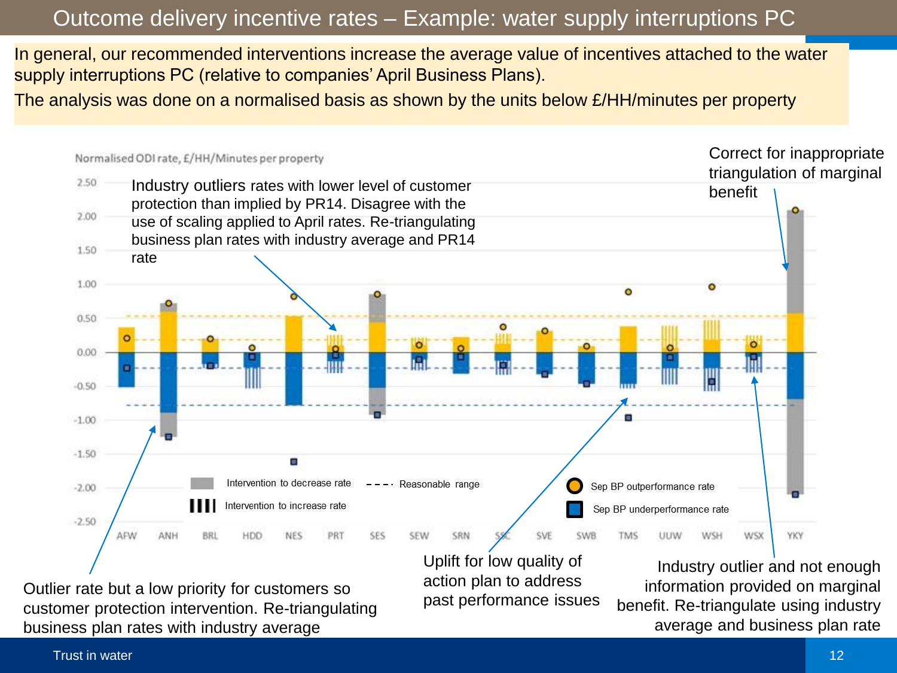# Outcome delivery incentive rates – Example: water supply interruptions PC

In general, our recommended interventions increase the average value of incentives attached to the water supply interruptions PC (relative to companies' April Business Plans).

The analysis was done on a normalised basis as shown by the units below £/HH/minutes per property

Normalised ODI rate, £/HH/Minutes per property

Industry outliers rates with lower level of customer protection than implied by PR14. Disagree with the use of scaling applied to April rates. Re-triangulating business plan rates with industry average and PR14 rate

Correct for inappropriate triangulation of marginal benefit

Intervention to decrease rate

Intervention to increase rate

Reasonable range

Sep BP outperformance rate

Sep BP underperformance rate

AFW ANH BRL HDD NES PRT SES SEW SRN SSC SVE SWB TMS UUW WSH WSX YKY

Outlier rate but a low priority for customers so customer protection intervention. Re-triangulating business plan rates with industry average

Uplift for low quality of action plan to address past performance issues

Industry outlier and not enough information provided on marginal benefit. Re-triangulate using industry average and business plan rate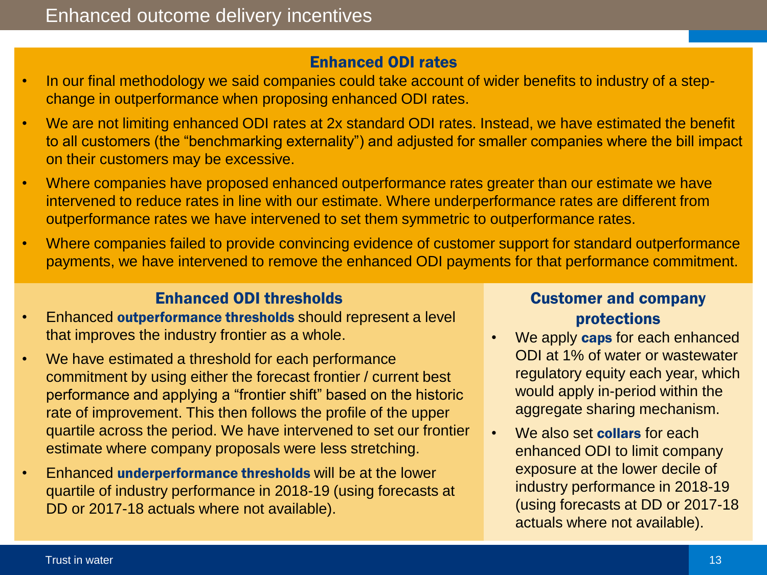# Enhanced outcome delivery incentives

## Enhanced ODI rates

- In our final methodology we said companies could take account of wider benefits to industry of a step-change in outperformance when proposing enhanced ODI rates.
- We are not limiting enhanced ODI rates at 2x standard ODI rates. Instead, we have estimated the benefit to all customers (the "benchmarking externality") and adjusted for smaller companies where the bill impact on their customers may be excessive.
- Where companies have proposed enhanced outperformance rates greater than our estimate we have intervened to reduce rates in line with our estimate. Where underperformance rates are different from outperformance rates we have intervened to set them symmetric to outperformance rates.
- Where companies failed to provide convincing evidence of customer support for standard outperformance payments, we have intervened to remove the enhanced ODI payments for that performance commitment.

## Enhanced ODI thresholds

- Enhanced **outperformance thresholds** should represent a level that improves the industry frontier as a whole.
- We have estimated a threshold for each performance commitment by using either the forecast frontier / current best performance and applying a "frontier shift" based on the historic rate of improvement. This then follows the profile of the upper quartile across the period. We have intervened to set our frontier estimate where company proposals were less stretching.
- Enhanced **underperformance thresholds** will be at the lower quartile of industry performance in 2018-19 (using forecasts at DD or 2017-18 actuals where not available).

## Customer and company protections

- We apply **caps** for each enhanced ODI at 1% of water or wastewater regulatory equity each year, which would apply in-period within the aggregate sharing mechanism.
- We also set **collars** for each enhanced ODI to limit company exposure at the lower decile of industry performance in 2018-19 (using forecasts at DD or 2017-18 actuals where not available).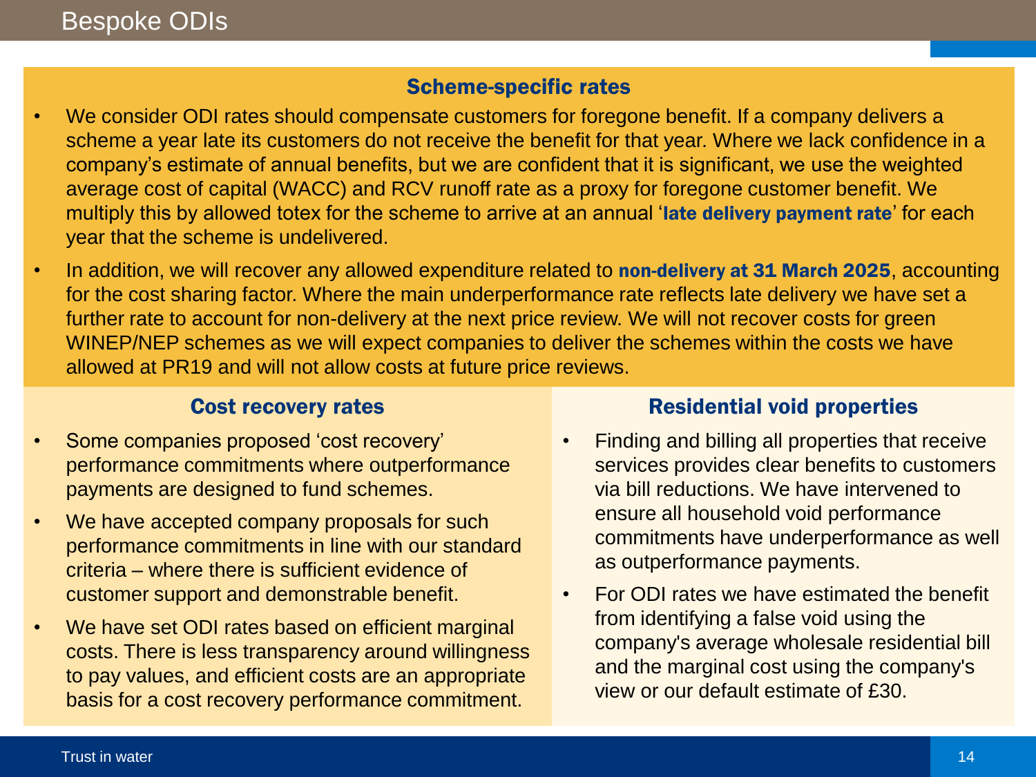# Bespoke ODIs

## Scheme-specific rates

- We consider ODI rates should compensate customers for foregone benefit. If a company delivers a scheme a year late its customers do not receive the benefit for that year. Where we lack confidence in a company's estimate of annual benefits, but we are confident that it is significant, we use the weighted average cost of capital (WACC) and RCV runoff rate as a proxy for foregone customer benefit. We multiply this by allowed totex for the scheme to arrive at an annual '**late delivery payment rate**' for each year that the scheme is undelivered.
- In addition, we will recover any allowed expenditure related to **non-delivery at 31 March 2025**, accounting for the cost sharing factor. Where the main underperformance rate reflects late delivery we have set a further rate to account for non-delivery at the next price review. We will not recover costs for green WINEP/NEP schemes as we will expect companies to deliver the schemes within the costs we have allowed at PR19 and will not allow costs at future price reviews.

## Cost recovery rates

- Some companies proposed 'cost recovery' performance commitments where outperformance payments are designed to fund schemes.
- We have accepted company proposals for such performance commitments in line with our standard criteria – where there is sufficient evidence of customer support and demonstrable benefit.
- We have set ODI rates based on efficient marginal costs. There is less transparency around willingness to pay values, and efficient costs are an appropriate basis for a cost recovery performance commitment.

## Residential void properties

- Finding and billing all properties that receive services provides clear benefits to customers via bill reductions. We have intervened to ensure all household void performance commitments have underperformance as well as outperformance payments.
- For ODI rates we have estimated the benefit from identifying a false void using the company's average wholesale residential bill and the marginal cost using the company's view or our default estimate of £30.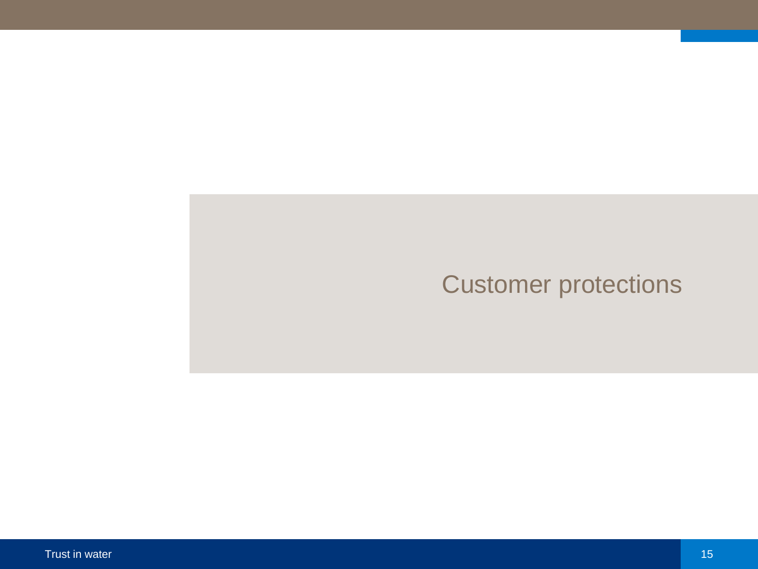# Customer protections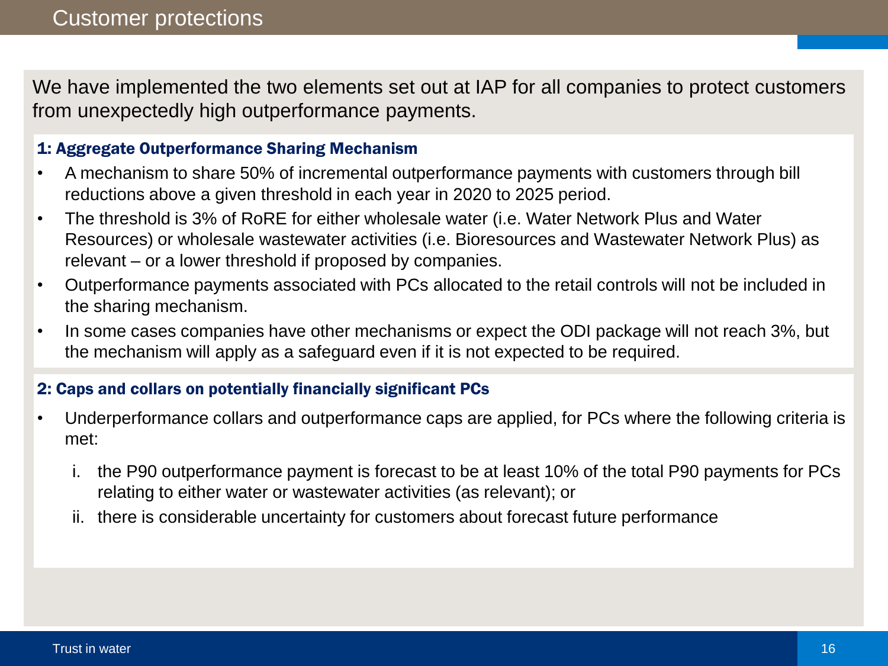# Customer protections

We have implemented the two elements set out at IAP for all companies to protect customers from unexpectedly high outperformance payments.

### 1: Aggregate Outperformance Sharing Mechanism

- A mechanism to share 50% of incremental outperformance payments with customers through bill reductions above a given threshold in each year in 2020 to 2025 period.
- The threshold is 3% of RoRE for either wholesale water (i.e. Water Network Plus and Water Resources) or wholesale wastewater activities (i.e. Bioresources and Wastewater Network Plus) as relevant – or a lower threshold if proposed by companies.
- Outperformance payments associated with PCs allocated to the retail controls will not be included in the sharing mechanism.
- In some cases companies have other mechanisms or expect the ODI package will not reach 3%, but the mechanism will apply as a safeguard even if it is not expected to be required.

### 2: Caps and collars on potentially financially significant PCs

- Underperformance collars and outperformance caps are applied, for PCs where the following criteria is met:
  1. the P90 outperformance payment is forecast to be at least 10% of the total P90 payments for PCs relating to either water or wastewater activities (as relevant); or
  2. there is considerable uncertainty for customers about forecast future performance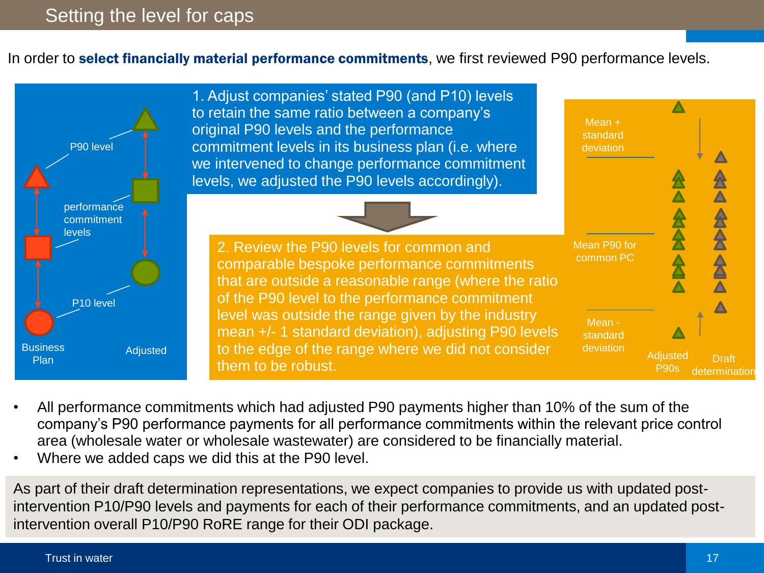# Setting the level for caps

In order to **select financially material performance commitments**, we first reviewed P90 performance levels.

P90 level

performance commitment levels

P10 level

Business Plan

Adjusted

1. Adjust companies' stated P90 (and P10) levels to retain the same ratio between a company's original P90 levels and the performance commitment levels in its business plan (i.e. where we intervened to change performance commitment levels, we adjusted the P90 levels accordingly).

2. Review the P90 levels for common and comparable bespoke performance commitments that are outside a reasonable range (where the ratio of the P90 level to the performance commitment level was outside the range given by the industry mean +/- 1 standard deviation), adjusting P90 levels to the edge of the range where we did not consider them to be robust.

Mean + standard deviation

Mean P90 for common PC

Mean - standard deviation

Adjusted P90s

Draft determination

- All performance commitments which had adjusted P90 payments higher than 10% of the sum of the company's P90 performance payments for all performance commitments within the relevant price control area (wholesale water or wholesale wastewater) are considered to be financially material.
- Where we added caps we did this at the P90 level.

As part of their draft determination representations, we expect companies to provide us with updated post-intervention P10/P90 levels and payments for each of their performance commitments, and an updated post-intervention overall P10/P90 RoRE range for their ODI package.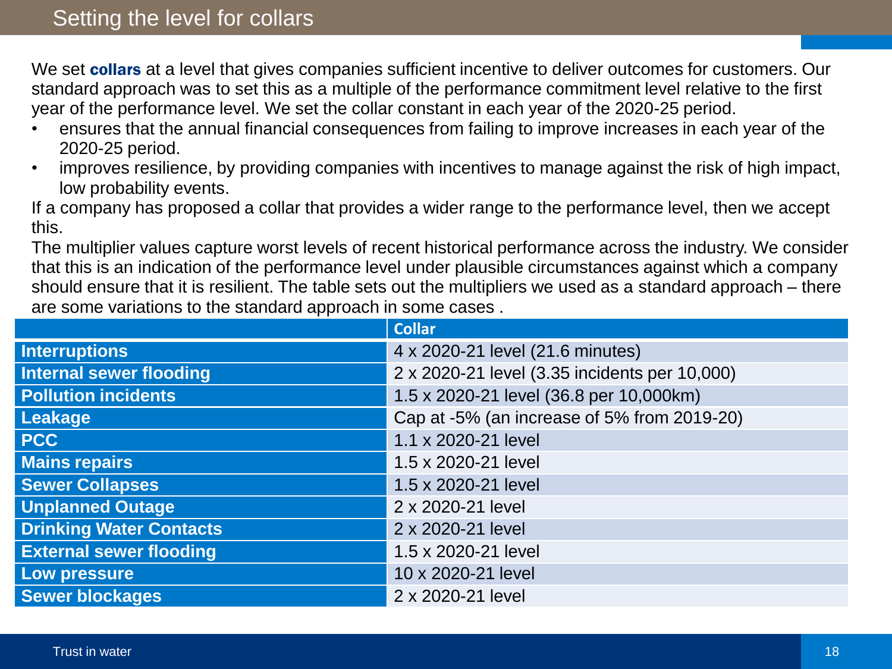# Setting the level for collars

We set **collars** at a level that gives companies sufficient incentive to deliver outcomes for customers. Our standard approach was to set this as a multiple of the performance commitment level relative to the first year of the performance level. We set the collar constant in each year of the 2020-25 period.

- ensures that the annual financial consequences from failing to improve increases in each year of the 2020-25 period.
- improves resilience, by providing companies with incentives to manage against the risk of high impact, low probability events.

If a company has proposed a collar that provides a wider range to the performance level, then we accept this.

The multiplier values capture worst levels of recent historical performance across the industry. We consider that this is an indication of the performance level under plausible circumstances against which a company should ensure that it is resilient. The table sets out the multipliers we used as a standard approach – there are some variations to the standard approach in some cases .

| | Collar |
|---|---|
| **Interruptions** | 4 x 2020-21 level (21.6 minutes) |
| **Internal sewer flooding** | 2 x 2020-21 level (3.35 incidents per 10,000) |
| **Pollution incidents** | 1.5 x 2020-21 level (36.8 per 10,000km) |
| **Leakage** | Cap at -5% (an increase of 5% from 2019-20) |
| **PCC** | 1.1 x 2020-21 level |
| **Mains repairs** | 1.5 x 2020-21 level |
| **Sewer Collapses** | 1.5 x 2020-21 level |
| **Unplanned Outage** | 2 x 2020-21 level |
| **Drinking Water Contacts** | 2 x 2020-21 level |
| **External sewer flooding** | 1.5 x 2020-21 level |
| **Low pressure** | 10 x 2020-21 level |
| **Sewer blockages** | 2 x 2020-21 level |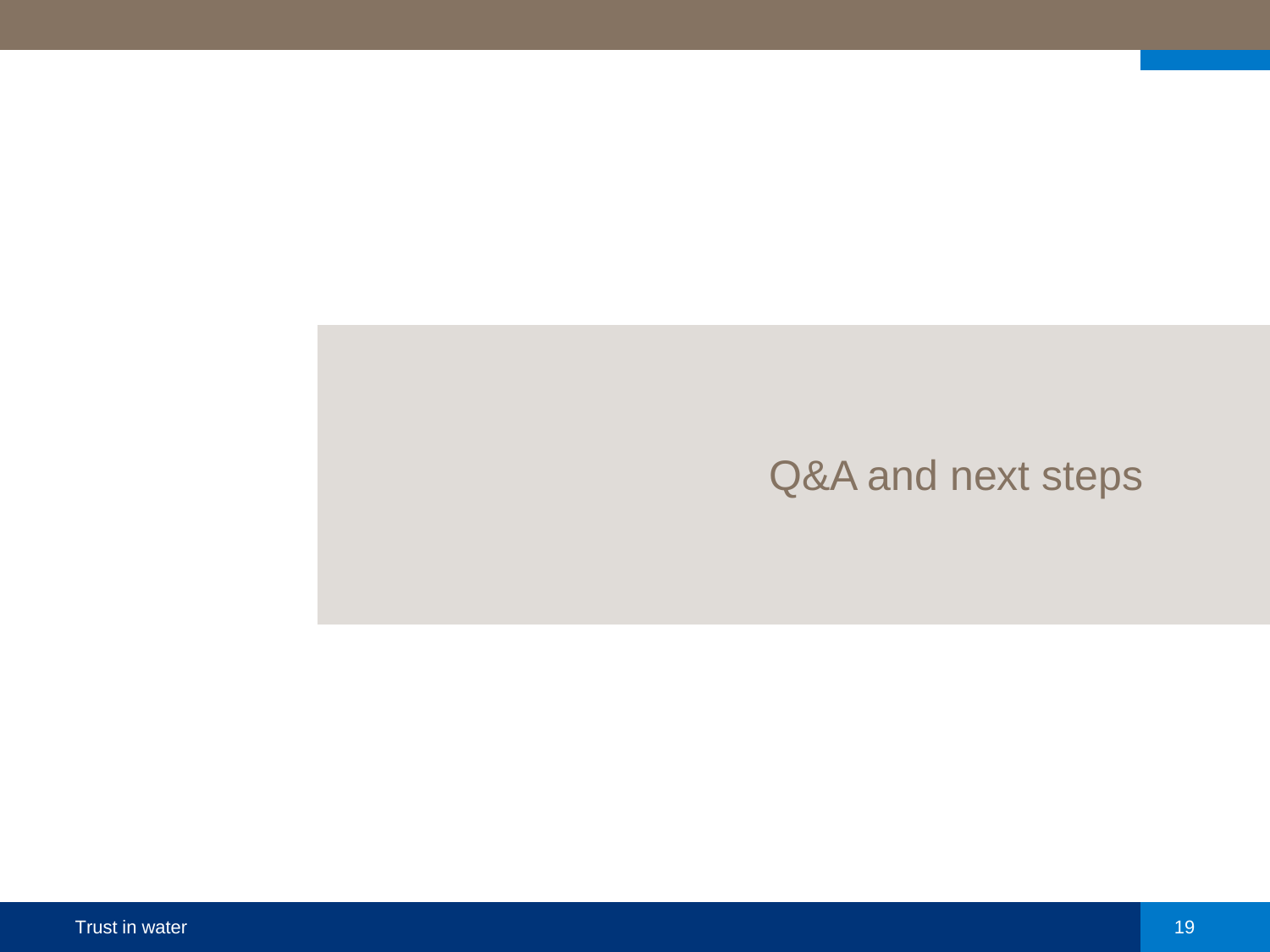# Q&A and next steps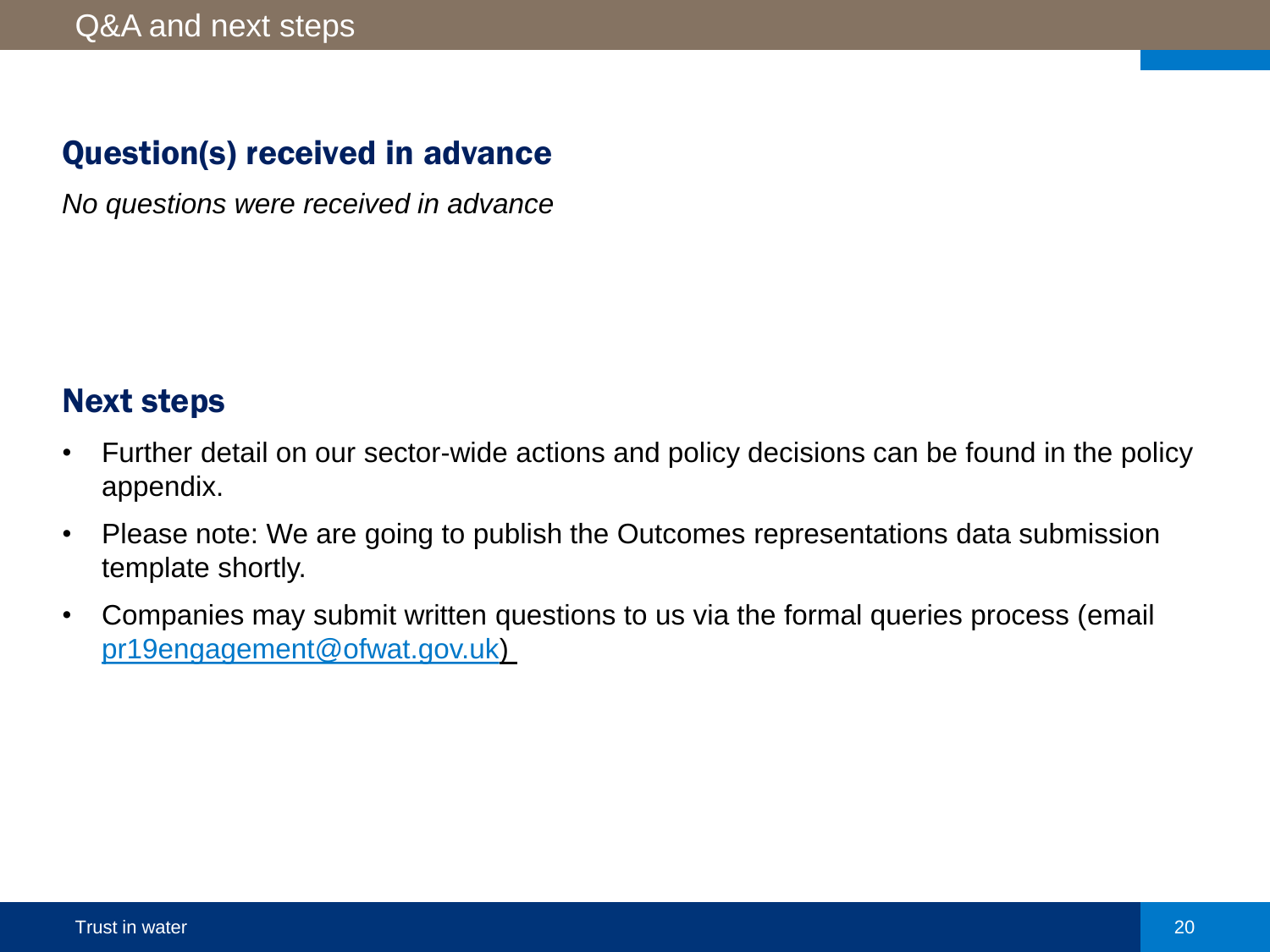# Q&A and next steps

## Question(s) received in advance

*No questions were received in advance*

## Next steps

- Further detail on our sector-wide actions and policy decisions can be found in the policy appendix.
- Please note: We are going to publish the Outcomes representations data submission template shortly.
- Companies may submit written questions to us via the formal queries process (email pr19engagement@ofwat.gov.uk)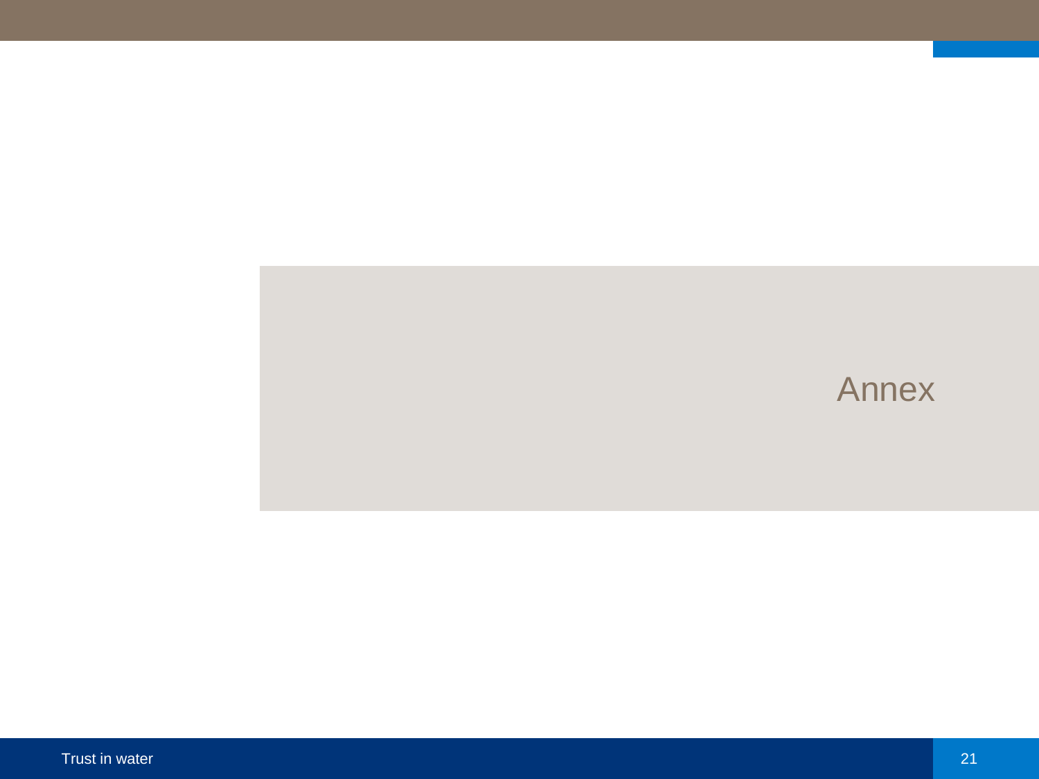# Annex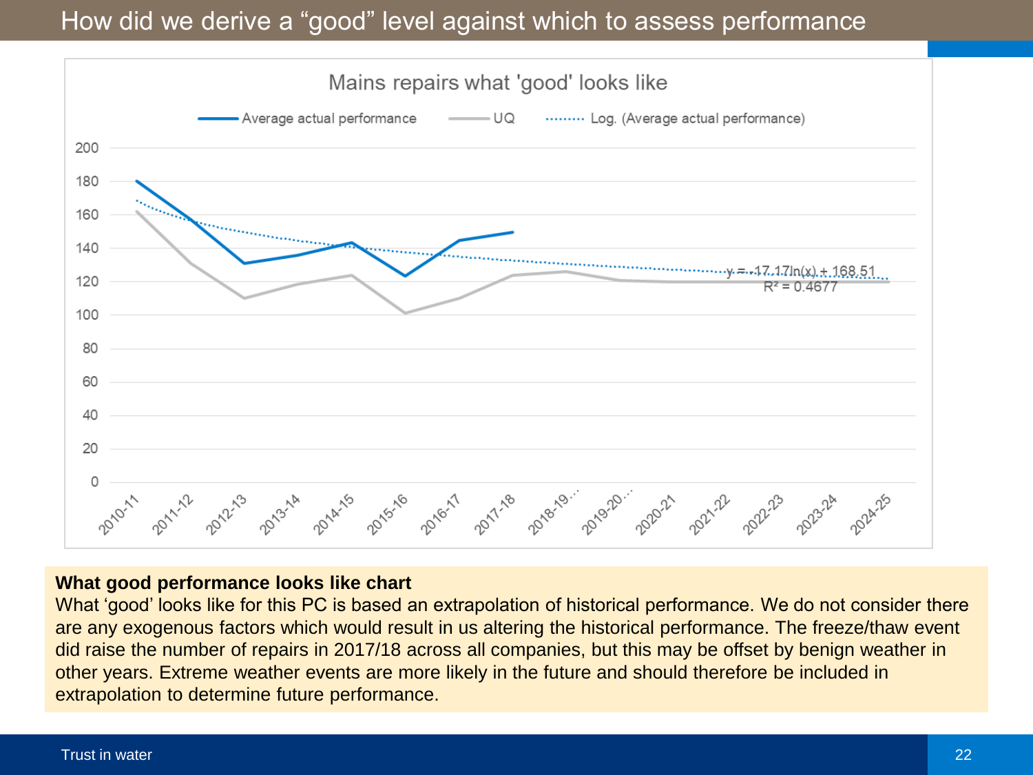# How did we derive a “good” level against which to assess performance

Mains repairs what 'good' looks like

Average actual performance
UQ
Log. (Average actual performance)

200
180
160
140
120
100
80
60
40
20
0

2010-11
2011-12
2012-13
2013-14
2014-15
2015-16
2016-17
2017-18
2018-19…
2019-20…
2020-21
2021-22
2022-23
2023-24
2024-25

$y = -17.17\ln(x) + 168.51$
$R^2 = 0.4677$

**What good performance looks like chart**

What ‘good’ looks like for this PC is based an extrapolation of historical performance. We do not consider there are any exogenous factors which would result in us altering the historical performance. The freeze/thaw event did raise the number of repairs in 2017/18 across all companies, but this may be offset by benign weather in other years. Extreme weather events are more likely in the future and should therefore be included in extrapolation to determine future performance.